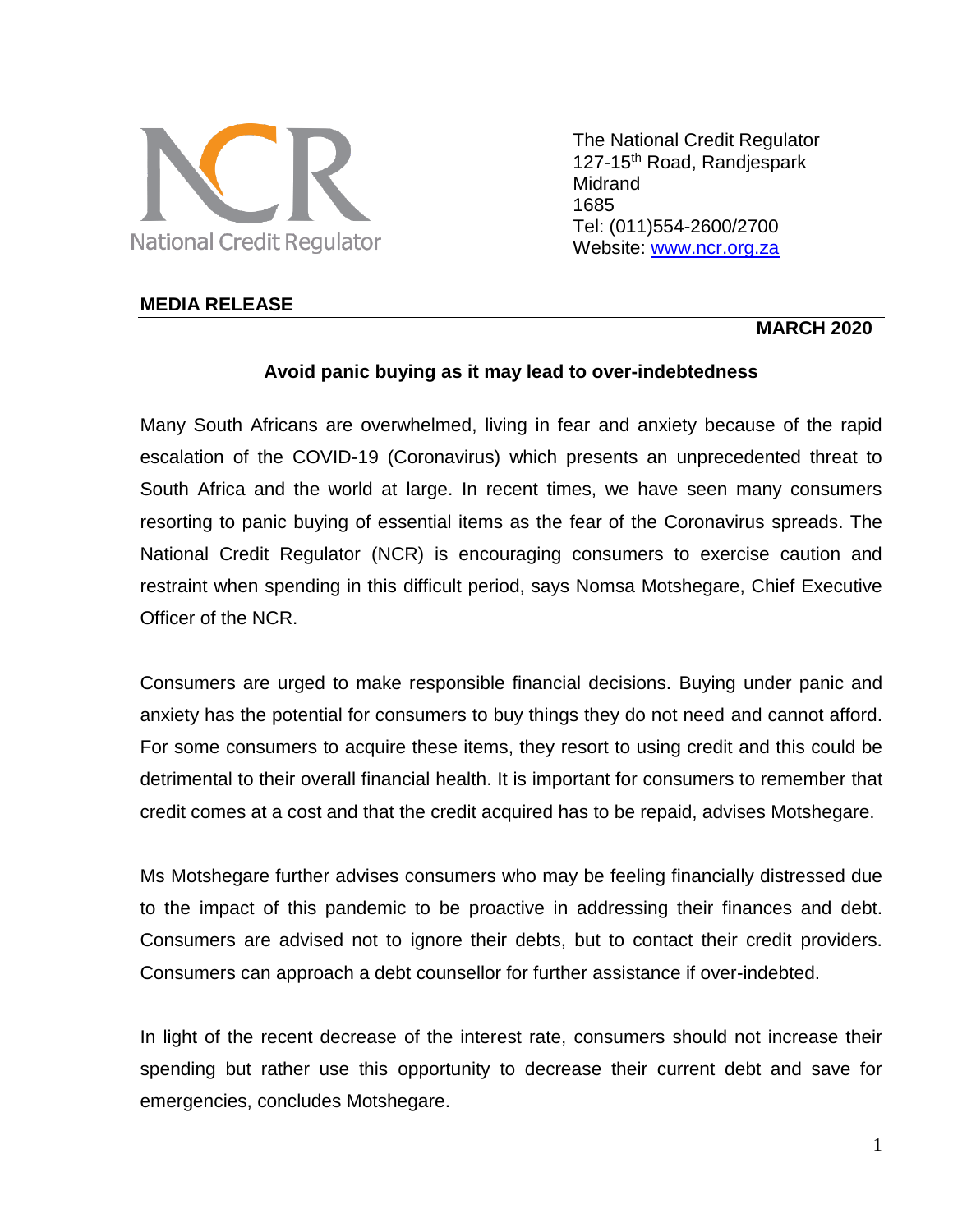National Credit Regulator

The National Credit Regulator
127-15th Road, Randjespark
Midrand
1685
Tel: (011)554-2600/2700
Website: [www.ncr.org.za](http://www.ncr.org.za)

**MEDIA RELEASE**

**MARCH 2020**

## Avoid panic buying as it may lead to over-indebtedness

Many South Africans are overwhelmed, living in fear and anxiety because of the rapid escalation of the COVID-19 (Coronavirus) which presents an unprecedented threat to South Africa and the world at large. In recent times, we have seen many consumers resorting to panic buying of essential items as the fear of the Coronavirus spreads. The National Credit Regulator (NCR) is encouraging consumers to exercise caution and restraint when spending in this difficult period, says Nomsa Motshegare, Chief Executive Officer of the NCR.

Consumers are urged to make responsible financial decisions. Buying under panic and anxiety has the potential for consumers to buy things they do not need and cannot afford. For some consumers to acquire these items, they resort to using credit and this could be detrimental to their overall financial health. It is important for consumers to remember that credit comes at a cost and that the credit acquired has to be repaid, advises Motshegare.

Ms Motshegare further advises consumers who may be feeling financially distressed due to the impact of this pandemic to be proactive in addressing their finances and debt. Consumers are advised not to ignore their debts, but to contact their credit providers. Consumers can approach a debt counsellor for further assistance if over-indebted.

In light of the recent decrease of the interest rate, consumers should not increase their spending but rather use this opportunity to decrease their current debt and save for emergencies, concludes Motshegare.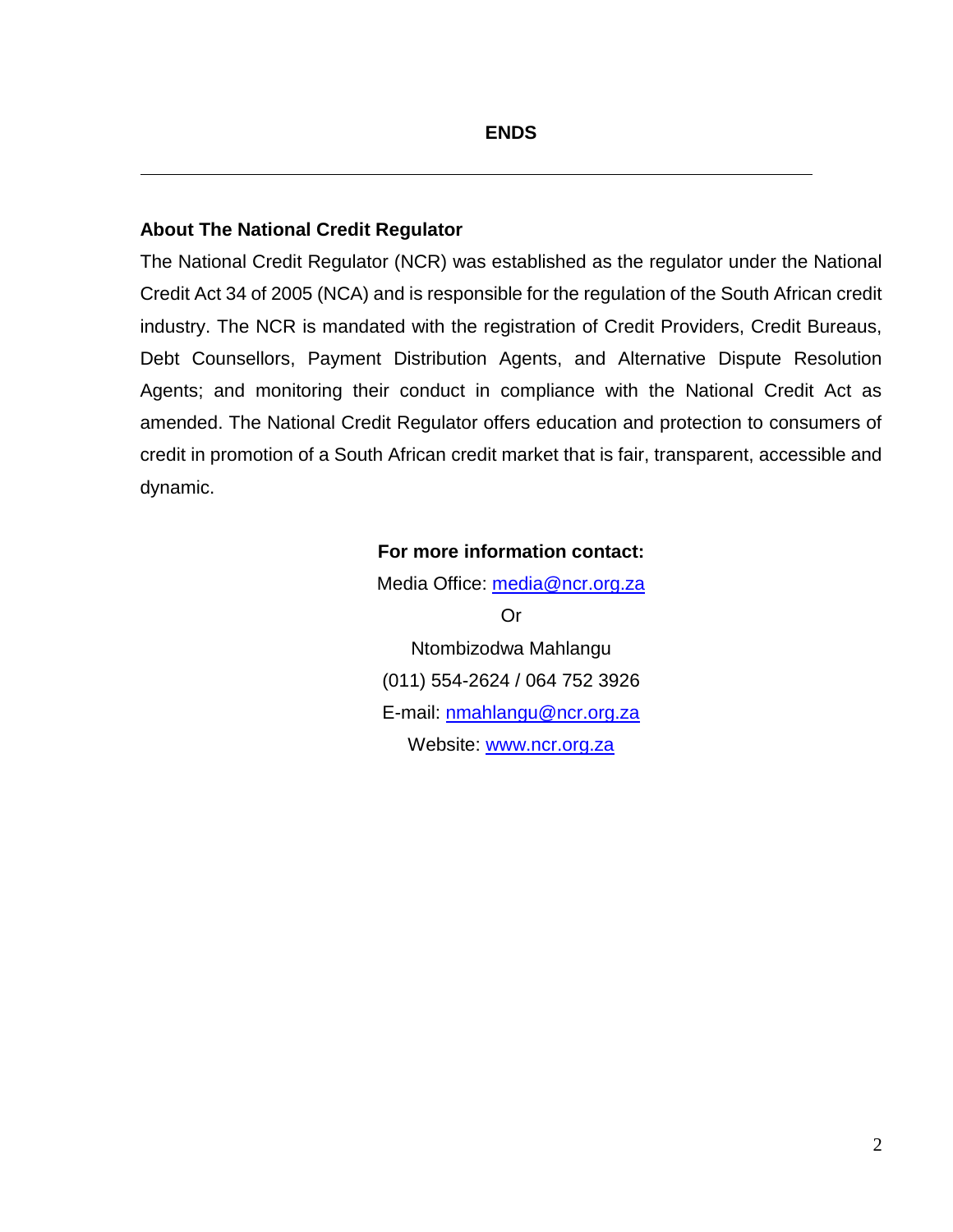**ENDS**

---

**About The National Credit Regulator**

The National Credit Regulator (NCR) was established as the regulator under the National Credit Act 34 of 2005 (NCA) and is responsible for the regulation of the South African credit industry. The NCR is mandated with the registration of Credit Providers, Credit Bureaus, Debt Counsellors, Payment Distribution Agents, and Alternative Dispute Resolution Agents; and monitoring their conduct in compliance with the National Credit Act as amended. The National Credit Regulator offers education and protection to consumers of credit in promotion of a South African credit market that is fair, transparent, accessible and dynamic.

**For more information contact:**

Media Office: media@ncr.org.za

Or

Ntombizodwa Mahlangu

(011) 554-2624 / 064 752 3926

E-mail: nmahlangu@ncr.org.za

Website: www.ncr.org.za